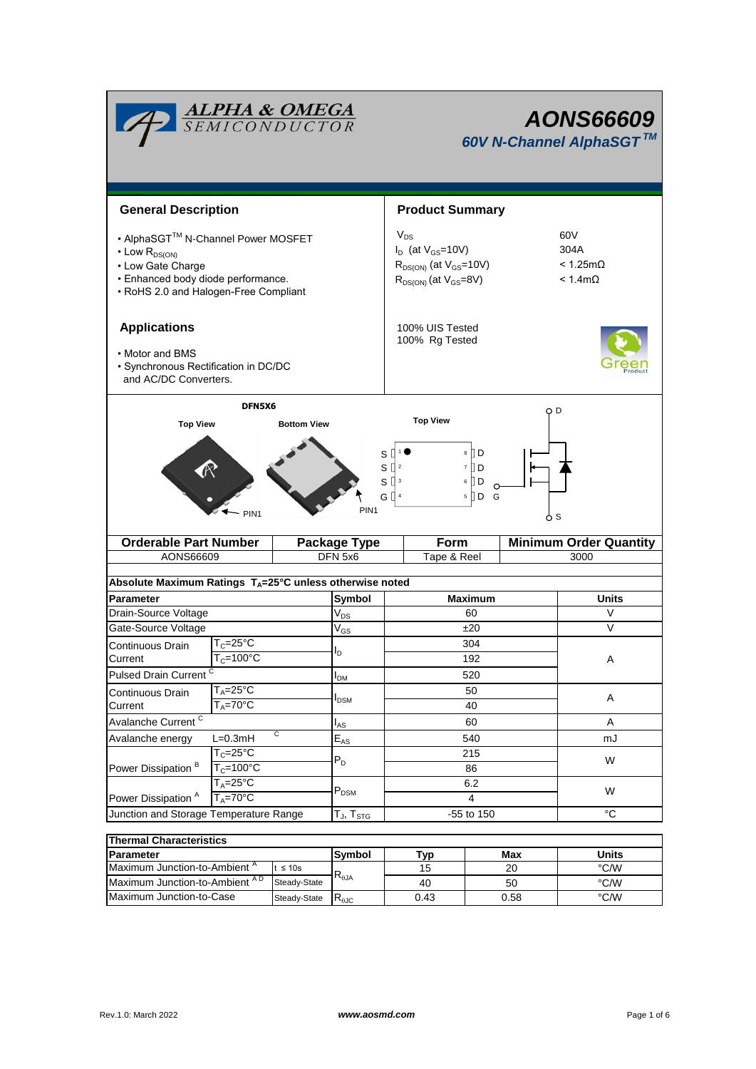# AONS66609

## 60V N-Channel AlphaSGT™

## General Description

- AlphaSGT™ N-Channel Power MOSFET
- Low $R_{DS(ON)}$
- Low Gate Charge
- Enhanced body diode performance.
- RoHS 2.0 and Halogen-Free Compliant

## Product Summary

| | |
|---|---|
| $V_{DS}$ | 60V |
| $I_D$ (at $V_{GS}$=10V) | 304A |
| $R_{DS(ON)}$ (at $V_{GS}$=10V) | < 1.25mΩ |
| $R_{DS(ON)}$ (at $V_{GS}$=8V) | < 1.4mΩ |

100% UIS Tested
100% Rg Tested

## Applications

- Motor and BMS
- Synchronous Rectification in DC/DC and AC/DC Converters.

DFN5X6

Top View | Bottom View | Top View

PIN1 | PIN1

S 1, S 2, S 3, G 4 | 8 D, 7 D, 6 D, 5 D

D, G, S

| Orderable Part Number | Package Type | Form | Minimum Order Quantity |
|---|---|---|---|
| AONS66609 | DFN 5x6 | Tape & Reel | 3000 |

**Absolute Maximum Ratings $T_A$=25°C unless otherwise noted**

| Parameter | | Symbol | Maximum | Units |
|---|---|---|---|---|
| Drain-Source Voltage | | $V_{DS}$ | 60 | V |
| Gate-Source Voltage | | $V_{GS}$ | ±20 | V |
| Continuous Drain Current | $T_C$=25°C | $I_D$ | 304 | A |
| | $T_C$=100°C | | 192 | |
| Pulsed Drain Current [C] | | $I_{DM}$ | 520 | |
| Continuous Drain Current | $T_A$=25°C | $I_{DSM}$ | 50 | A |
| | $T_A$=70°C | | 40 | |
| Avalanche Current [C] | | $I_{AS}$ | 60 | A |
| Avalanche energy | L=0.3mH [C] | $E_{AS}$ | 540 | mJ |
| Power Dissipation [B] | $T_C$=25°C | $P_D$ | 215 | W |
| | $T_C$=100°C | | 86 | |
| Power Dissipation [A] | $T_A$=25°C | $P_{DSM}$ | 6.2 | W |
| | $T_A$=70°C | | 4 | |
| Junction and Storage Temperature Range | | $T_J$, $T_{STG}$ | -55 to 150 | °C |

**Thermal Characteristics**

| Parameter | | Symbol | Typ | Max | Units |
|---|---|---|---|---|---|
| Maximum Junction-to-Ambient [A] | t ≤ 10s | $R_{\theta JA}$ | 15 | 20 | °C/W |
| Maximum Junction-to-Ambient [A D] | Steady-State | | 40 | 50 | °C/W |
| Maximum Junction-to-Case | Steady-State | $R_{\theta JC}$ | 0.43 | 0.58 | °C/W |

Rev.1.0: March 2022 www.aosmd.com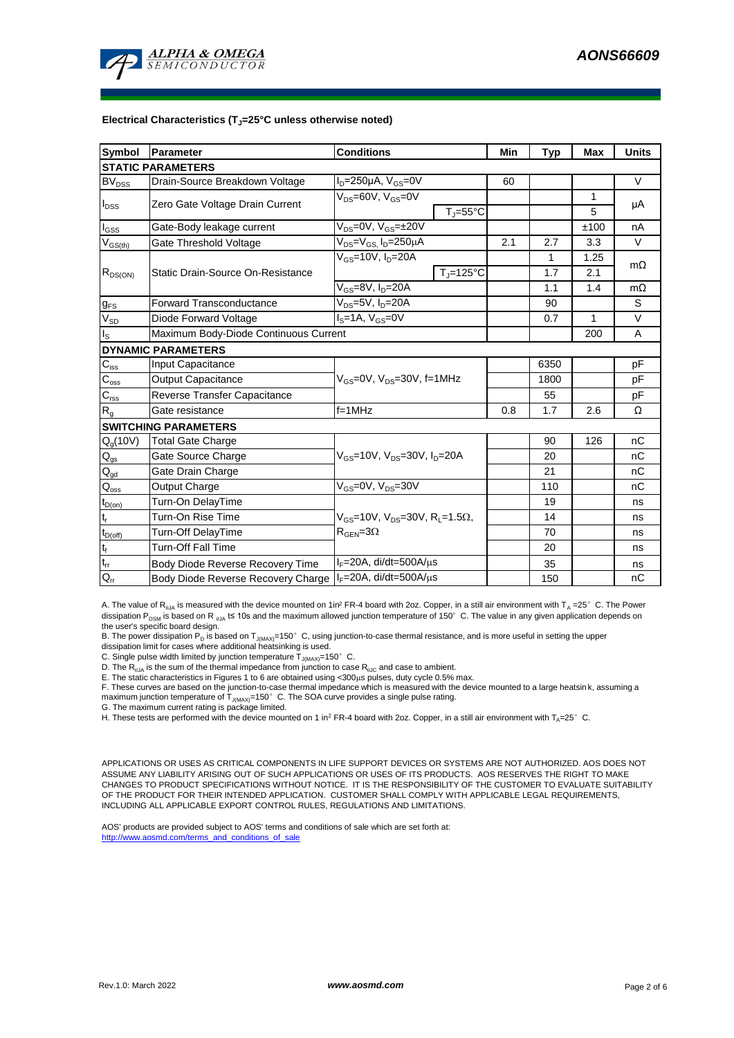**Electrical Characteristics ($T_J$=25°C unless otherwise noted)**

| Symbol | Parameter | Conditions | | Min | Typ | Max | Units |
|---|---|---|---|---|---|---|---|
| **STATIC PARAMETERS** | | | | | | | |
| $BV_{DSS}$ | Drain-Source Breakdown Voltage | $I_D$=250µA, $V_{GS}$=0V | | 60 | | | V |
| $I_{DSS}$ | Zero Gate Voltage Drain Current | $V_{DS}$=60V, $V_{GS}$=0V | | | | 1 | µA |
| | | | $T_J$=55°C | | | 5 | |
| $I_{GSS}$ | Gate-Body leakage current | $V_{DS}$=0V, $V_{GS}$=±20V | | | | ±100 | nA |
| $V_{GS(th)}$ | Gate Threshold Voltage | $V_{DS}$=$V_{GS}$, $I_D$=250µA | | 2.1 | 2.7 | 3.3 | V |
| $R_{DS(ON)}$ | Static Drain-Source On-Resistance | $V_{GS}$=10V, $I_D$=20A | | | 1 | 1.25 | mΩ |
| | | | $T_J$=125°C | | 1.7 | 2.1 | |
| | | $V_{GS}$=8V, $I_D$=20A | | | 1.1 | 1.4 | mΩ |
| $g_{FS}$ | Forward Transconductance | $V_{DS}$=5V, $I_D$=20A | | | 90 | | S |
| $V_{SD}$ | Diode Forward Voltage | $I_S$=1A, $V_{GS}$=0V | | | 0.7 | 1 | V |
| $I_S$ | Maximum Body-Diode Continuous Current | | | | | 200 | A |
| **DYNAMIC PARAMETERS** | | | | | | | |
| $C_{iss}$ | Input Capacitance | $V_{GS}$=0V, $V_{DS}$=30V, f=1MHz | | | 6350 | | pF |
| $C_{oss}$ | Output Capacitance | | | | 1800 | | pF |
| $C_{rss}$ | Reverse Transfer Capacitance | | | | 55 | | pF |
| $R_g$ | Gate resistance | f=1MHz | | 0.8 | 1.7 | 2.6 | Ω |
| **SWITCHING PARAMETERS** | | | | | | | |
| $Q_g$(10V) | Total Gate Charge | $V_{GS}$=10V, $V_{DS}$=30V, $I_D$=20A | | | 90 | 126 | nC |
| $Q_{gs}$ | Gate Source Charge | | | | 20 | | nC |
| $Q_{gd}$ | Gate Drain Charge | | | | 21 | | nC |
| $Q_{oss}$ | Output Charge | $V_{GS}$=0V, $V_{DS}$=30V | | | 110 | | nC |
| $t_{D(on)}$ | Turn-On DelayTime | $V_{GS}$=10V, $V_{DS}$=30V, $R_L$=1.5Ω, $R_{GEN}$=3Ω | | | 19 | | ns |
| $t_r$ | Turn-On Rise Time | | | | 14 | | ns |
| $t_{D(off)}$ | Turn-Off DelayTime | | | | 70 | | ns |
| $t_f$ | Turn-Off Fall Time | | | | 20 | | ns |
| $t_{rr}$ | Body Diode Reverse Recovery Time | $I_F$=20A, di/dt=500A/µs | | | 35 | | ns |
| $Q_{rr}$ | Body Diode Reverse Recovery Charge | $I_F$=20A, di/dt=500A/µs | | | 150 | | nC |

A. The value of $R_{\theta JA}$ is measured with the device mounted on 1in² FR-4 board with 2oz. Copper, in a still air environment with $T_A$ =25° C. The Power dissipation $P_{DSM}$ is based on R $_{\theta JA}$ t≤ 10s and the maximum allowed junction temperature of 150° C. The value in any given application depends on the user's specific board design.

B. The power dissipation $P_D$ is based on $T_{J(MAX)}$=150° C, using junction-to-case thermal resistance, and is more useful in setting the upper dissipation limit for cases where additional heatsinking is used.

C. Single pulse width limited by junction temperature $T_{J(MAX)}$=150° C.

D. The $R_{\theta JA}$ is the sum of the thermal impedance from junction to case $R_{\theta JC}$ and case to ambient.

E. The static characteristics in Figures 1 to 6 are obtained using <300µs pulses, duty cycle 0.5% max.

F. These curves are based on the junction-to-case thermal impedance which is measured with the device mounted to a large heatsink, assuming a maximum junction temperature of $T_{J(MAX)}$=150° C. The SOA curve provides a single pulse rating.

G. The maximum current rating is package limited.

H. These tests are performed with the device mounted on 1 in² FR-4 board with 2oz. Copper, in a still air environment with $T_A$=25° C.

APPLICATIONS OR USES AS CRITICAL COMPONENTS IN LIFE SUPPORT DEVICES OR SYSTEMS ARE NOT AUTHORIZED. AOS DOES NOT ASSUME ANY LIABILITY ARISING OUT OF SUCH APPLICATIONS OR USES OF ITS PRODUCTS. AOS RESERVES THE RIGHT TO MAKE CHANGES TO PRODUCT SPECIFICATIONS WITHOUT NOTICE. IT IS THE RESPONSIBILITY OF THE CUSTOMER TO EVALUATE SUITABILITY OF THE PRODUCT FOR THEIR INTENDED APPLICATION. CUSTOMER SHALL COMPLY WITH APPLICABLE LEGAL REQUIREMENTS, INCLUDING ALL APPLICABLE EXPORT CONTROL RULES, REGULATIONS AND LIMITATIONS.

AOS' products are provided subject to AOS' terms and conditions of sale which are set forth at:
http://www.aosmd.com/terms_and_conditions_of_sale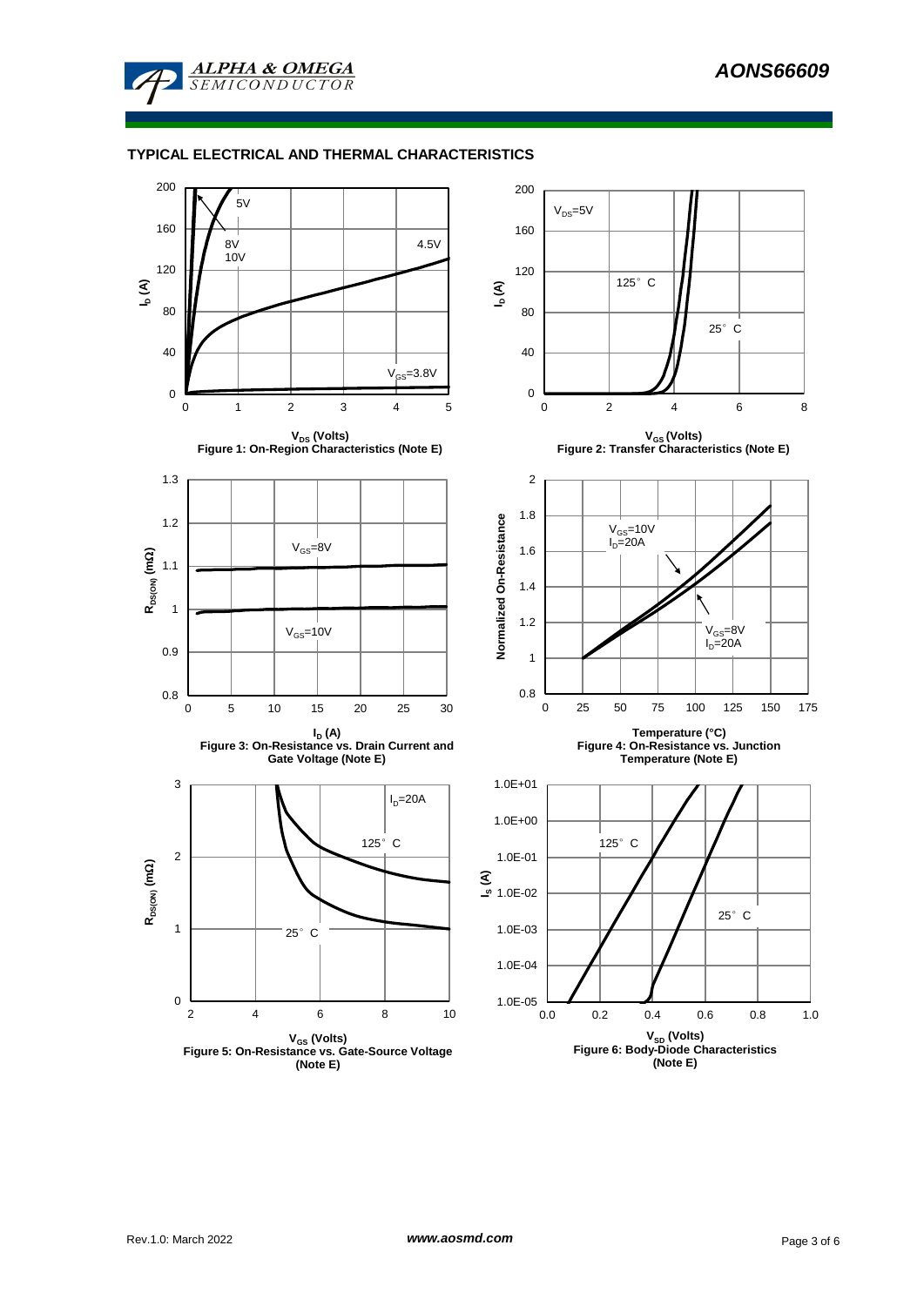## TYPICAL ELECTRICAL AND THERMAL CHARACTERISTICS

Figure 1: On-Region Characteristics (Note E)

Figure 2: Transfer Characteristics (Note E)

Figure 3: On-Resistance vs. Drain Current and Gate Voltage (Note E)

Figure 4: On-Resistance vs. Junction Temperature (Note E)

Figure 5: On-Resistance vs. Gate-Source Voltage (Note E)

Figure 6: Body-Diode Characteristics (Note E)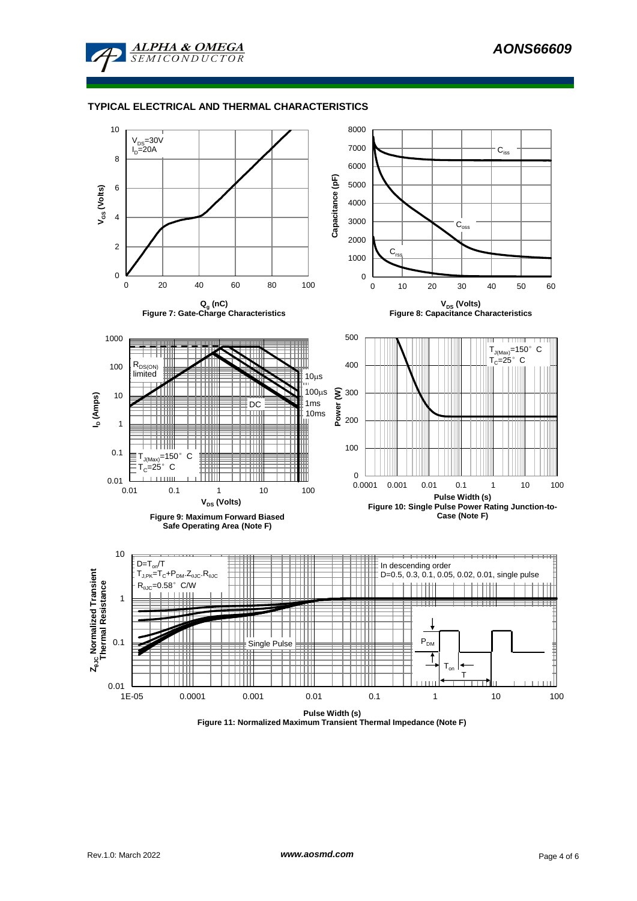## TYPICAL ELECTRICAL AND THERMAL CHARACTERISTICS

$V_{DS}$=30V
$I_D$=20A

$V_{GS}$ (Volts)

$Q_g$ (nC)

Figure 7: Gate-Charge Characteristics

$C_{iss}$

$C_{oss}$

$C_{rss}$

Capacitance (pF)

$V_{DS}$ (Volts)

Figure 8: Capacitance Characteristics

$R_{DS(ON)}$ limited

10µs

100µs

1ms

10ms

DC

$T_{J(Max)}$=150° C
$T_C$=25° C

$I_D$ (Amps)

$V_{DS}$ (Volts)

Figure 9: Maximum Forward Biased Safe Operating Area (Note F)

$T_{J(Max)}$=150° C
$T_C$=25° C

Power (W)

Pulse Width (s)

Figure 10: Single Pulse Power Rating Junction-to-Case (Note F)

$D=T_{on}/T$
$T_{J,PK}=T_C+P_{DM}.Z_{\theta JC}.R_{\theta JC}$
$R_{\theta JC}$=0.58° C/W

In descending order
D=0.5, 0.3, 0.1, 0.05, 0.02, 0.01, single pulse

Single Pulse

$P_{DM}$

$T_{on}$

T

$Z_{\theta JC}$ Normalized Transient Thermal Resistance

Pulse Width (s)

Figure 11: Normalized Maximum Transient Thermal Impedance (Note F)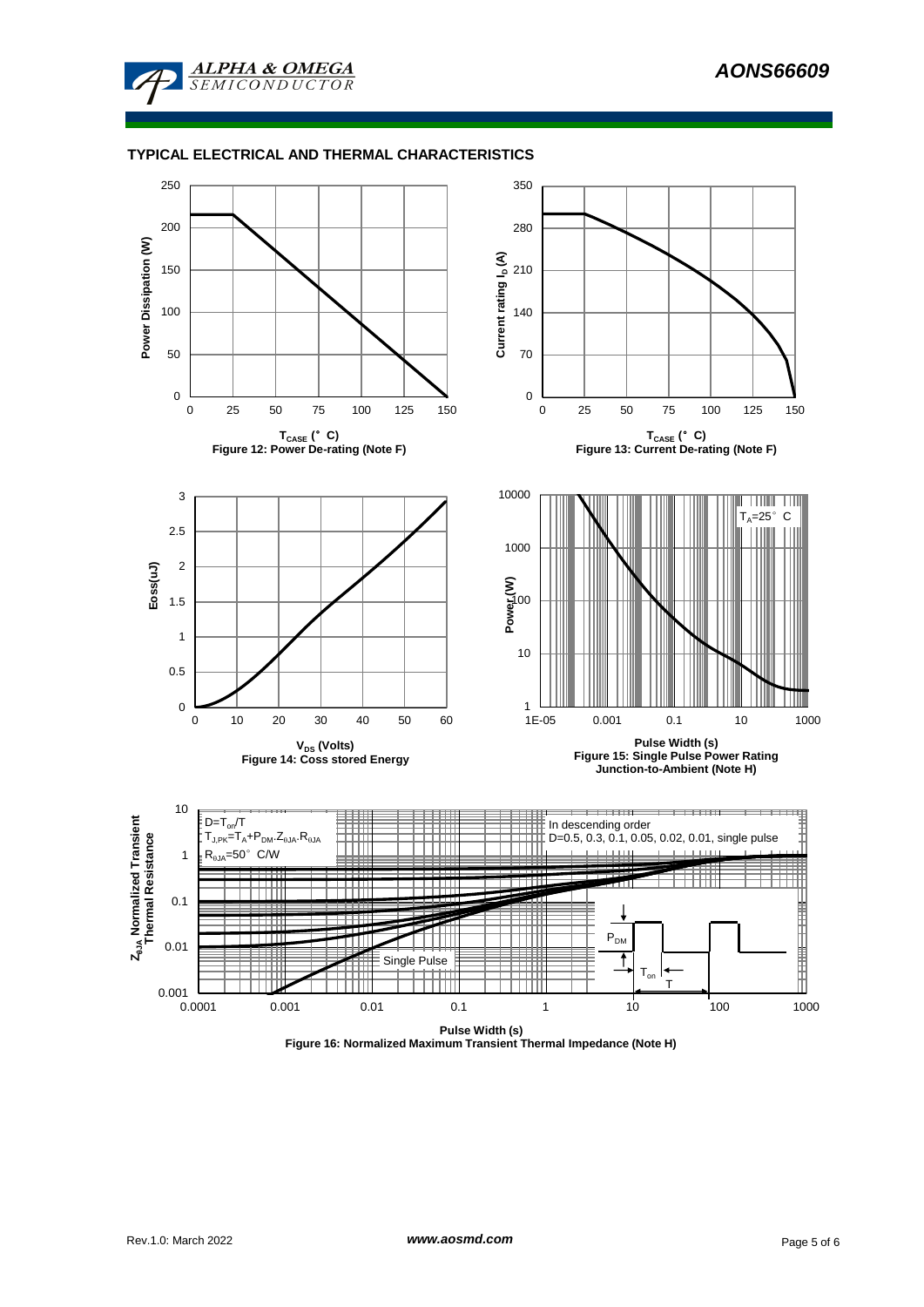## TYPICAL ELECTRICAL AND THERMAL CHARACTERISTICS

Power Dissipation (W) vs $T_{CASE}$ (°C)

Figure 12: Power De-rating (Note F)

Current rating $I_D$ (A) vs $T_{CASE}$ (°C)

Figure 13: Current De-rating (Note F)

Eoss(uJ) vs $V_{DS}$ (Volts)

Figure 14: Coss stored Energy

$T_A$=25° C

Power (W) vs Pulse Width (s)

Figure 15: Single Pulse Power Rating Junction-to-Ambient (Note H)

$D=T_{on}/T$

$T_{J,PK}=T_A+P_{DM}.Z_{\theta JA}.R_{\theta JA}$

$R_{\theta JA}$=50° C/W

In descending order

D=0.5, 0.3, 0.1, 0.05, 0.02, 0.01, single pulse

Single Pulse

$P_{DM}$

$T_{on}$

T

$Z_{\theta JA}$ Normalized Transient Thermal Resistance vs Pulse Width (s)

Figure 16: Normalized Maximum Transient Thermal Impedance (Note H)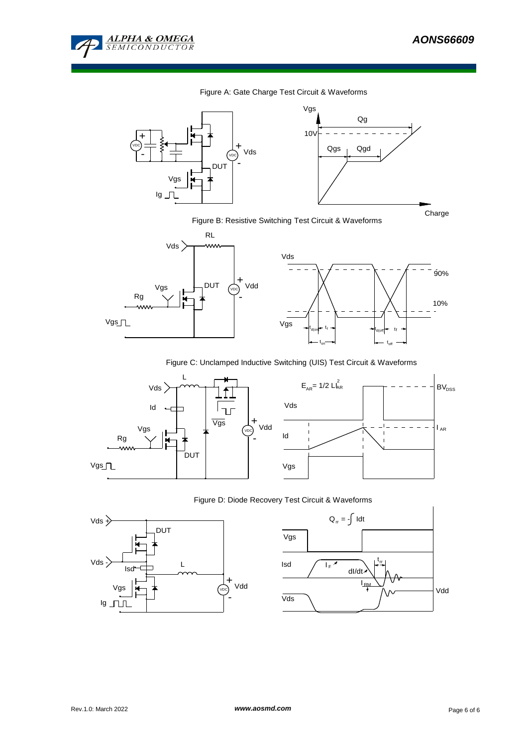Figure A: Gate Charge Test Circuit & Waveforms

Vgs
Qg
10V
Qgs
Qgd
Vds
DUT
Vgs
Ig
Charge

Figure B: Resistive Switching Test Circuit & Waveforms

RL
Vds
Vgs
Rg
DUT
Vdd
Vgs
Vds
90%
10%
Vgs
$t_{d(on)}$
$t_r$
$t_{on}$
$t_{d(off)}$
$t_f$
$t_{off}$

Figure C: Unclamped Inductive Switching (UIS) Test Circuit & Waveforms

L
Vds
Id
Vgs
Rg
Vgs
DUT
Vgs
Vdd
$E_{AR} = 1/2\ LI_{AR}^2$
$BV_{DSS}$
Vds
Id
$I_{AR}$
Vgs

Figure D: Diode Recovery Test Circuit & Waveforms

Vds +
DUT
Vds -
Isd
L
Vgs
Ig
Vdd
$Q_{rr} = -\int Idt$
Vgs
Isd
$I_F$
dI/dt
$t_{rr}$
$I_{RM}$
Vds
Vdd